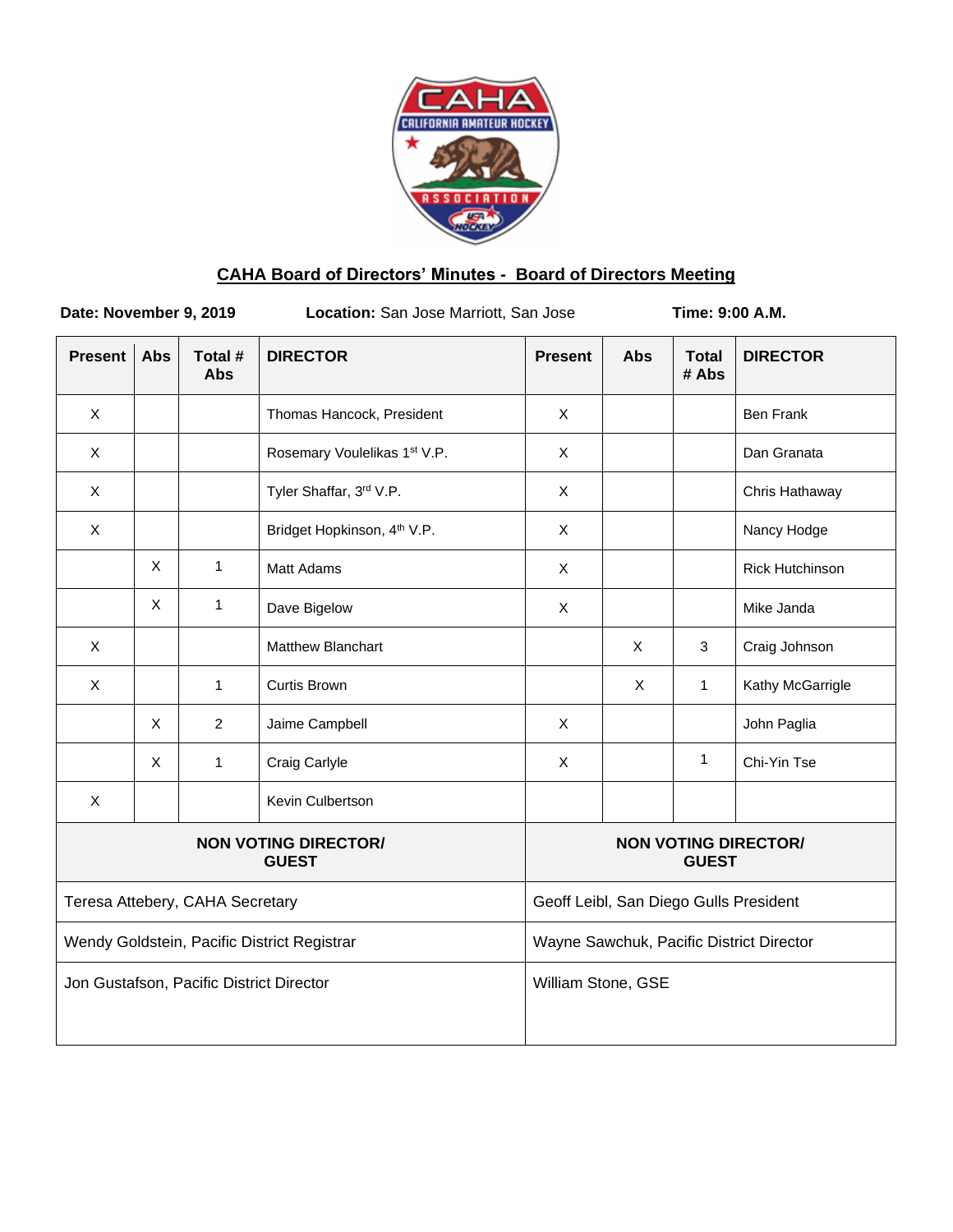## CAHA Board of Directors' Minutes - Board of Directors Meeting

**Date: November 9, 2019** **Location:** San Jose Marriott, San Jose **Time: 9:00 A.M.**

| Present | Abs | Total # Abs | DIRECTOR | Present | Abs | Total # Abs | DIRECTOR |
|---|---|---|---|---|---|---|---|
| X | | | Thomas Hancock, President | X | | | Ben Frank |
| X | | | Rosemary Voulelikas 1st V.P. | X | | | Dan Granata |
| X | | | Tyler Shaffar, 3rd V.P. | X | | | Chris Hathaway |
| X | | | Bridget Hopkinson, 4th V.P. | X | | | Nancy Hodge |
| | X | 1 | Matt Adams | X | | | Rick Hutchinson |
| | X | 1 | Dave Bigelow | X | | | Mike Janda |
| X | | | Matthew Blanchart | | X | 3 | Craig Johnson |
| X | | 1 | Curtis Brown | | X | 1 | Kathy McGarrigle |
| | X | 2 | Jaime Campbell | X | | | John Paglia |
| | X | 1 | Craig Carlyle | X | | 1 | Chi-Yin Tse |
| X | | | Kevin Culbertson | | | | |

| NON VOTING DIRECTOR/ GUEST | NON VOTING DIRECTOR/ GUEST |
|---|---|
| Teresa Attebery, CAHA Secretary | Geoff Leibl, San Diego Gulls President |
| Wendy Goldstein, Pacific District Registrar | Wayne Sawchuk, Pacific District Director |
| Jon Gustafson, Pacific District Director | William Stone, GSE |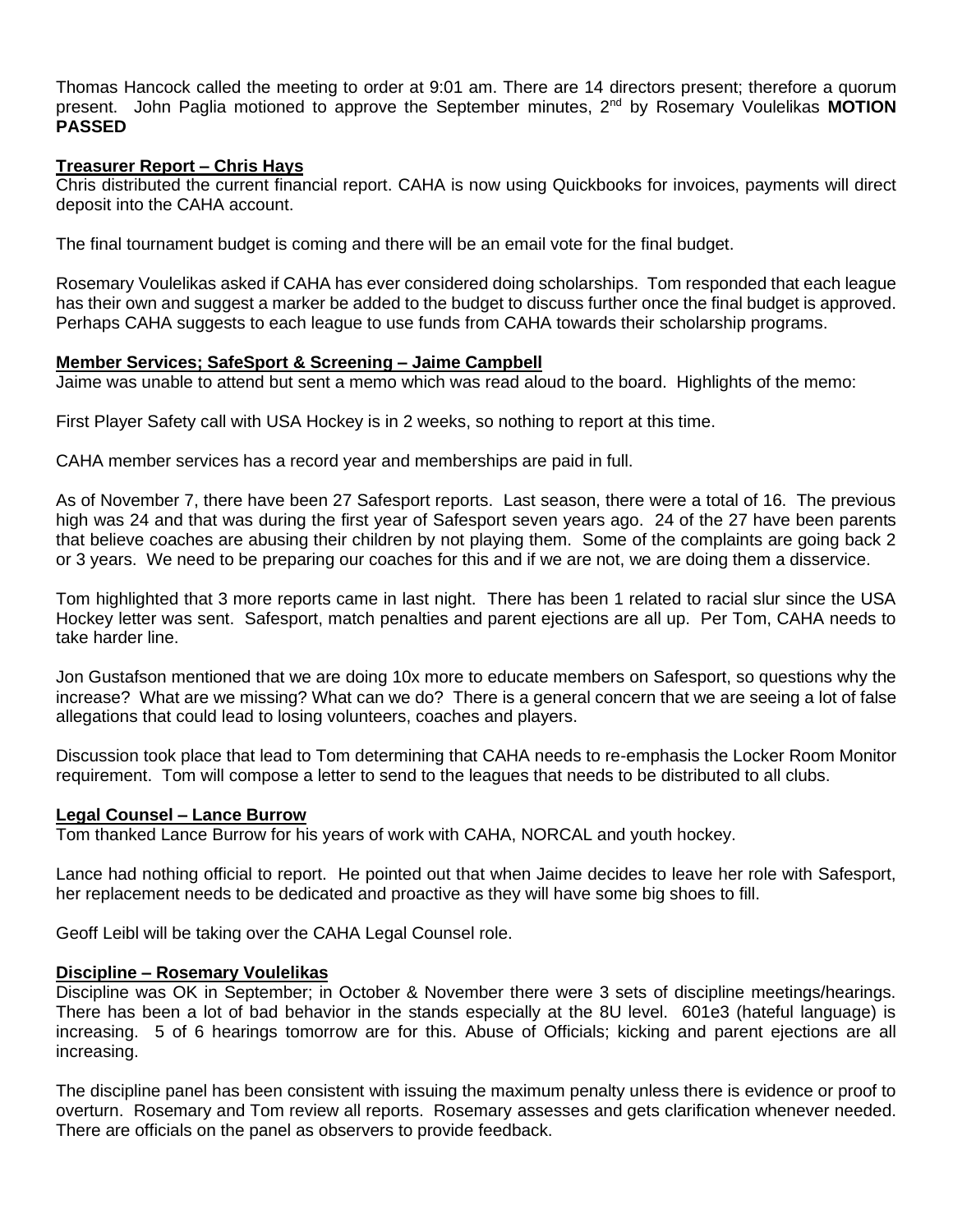Thomas Hancock called the meeting to order at 9:01 am. There are 14 directors present; therefore a quorum present. John Paglia motioned to approve the September minutes, 2nd by Rosemary Voulelikas **MOTION PASSED**

**Treasurer Report – Chris Hays**

Chris distributed the current financial report. CAHA is now using Quickbooks for invoices, payments will direct deposit into the CAHA account.

The final tournament budget is coming and there will be an email vote for the final budget.

Rosemary Voulelikas asked if CAHA has ever considered doing scholarships. Tom responded that each league has their own and suggest a marker be added to the budget to discuss further once the final budget is approved. Perhaps CAHA suggests to each league to use funds from CAHA towards their scholarship programs.

**Member Services; SafeSport & Screening – Jaime Campbell**

Jaime was unable to attend but sent a memo which was read aloud to the board. Highlights of the memo:

First Player Safety call with USA Hockey is in 2 weeks, so nothing to report at this time.

CAHA member services has a record year and memberships are paid in full.

As of November 7, there have been 27 Safesport reports. Last season, there were a total of 16. The previous high was 24 and that was during the first year of Safesport seven years ago. 24 of the 27 have been parents that believe coaches are abusing their children by not playing them. Some of the complaints are going back 2 or 3 years. We need to be preparing our coaches for this and if we are not, we are doing them a disservice.

Tom highlighted that 3 more reports came in last night. There has been 1 related to racial slur since the USA Hockey letter was sent. Safesport, match penalties and parent ejections are all up. Per Tom, CAHA needs to take harder line.

Jon Gustafson mentioned that we are doing 10x more to educate members on Safesport, so questions why the increase? What are we missing? What can we do? There is a general concern that we are seeing a lot of false allegations that could lead to losing volunteers, coaches and players.

Discussion took place that lead to Tom determining that CAHA needs to re-emphasis the Locker Room Monitor requirement. Tom will compose a letter to send to the leagues that needs to be distributed to all clubs.

**Legal Counsel – Lance Burrow**

Tom thanked Lance Burrow for his years of work with CAHA, NORCAL and youth hockey.

Lance had nothing official to report. He pointed out that when Jaime decides to leave her role with Safesport, her replacement needs to be dedicated and proactive as they will have some big shoes to fill.

Geoff Leibl will be taking over the CAHA Legal Counsel role.

**Discipline – Rosemary Voulelikas**

Discipline was OK in September; in October & November there were 3 sets of discipline meetings/hearings. There has been a lot of bad behavior in the stands especially at the 8U level. 601e3 (hateful language) is increasing. 5 of 6 hearings tomorrow are for this. Abuse of Officials; kicking and parent ejections are all increasing.

The discipline panel has been consistent with issuing the maximum penalty unless there is evidence or proof to overturn. Rosemary and Tom review all reports. Rosemary assesses and gets clarification whenever needed. There are officials on the panel as observers to provide feedback.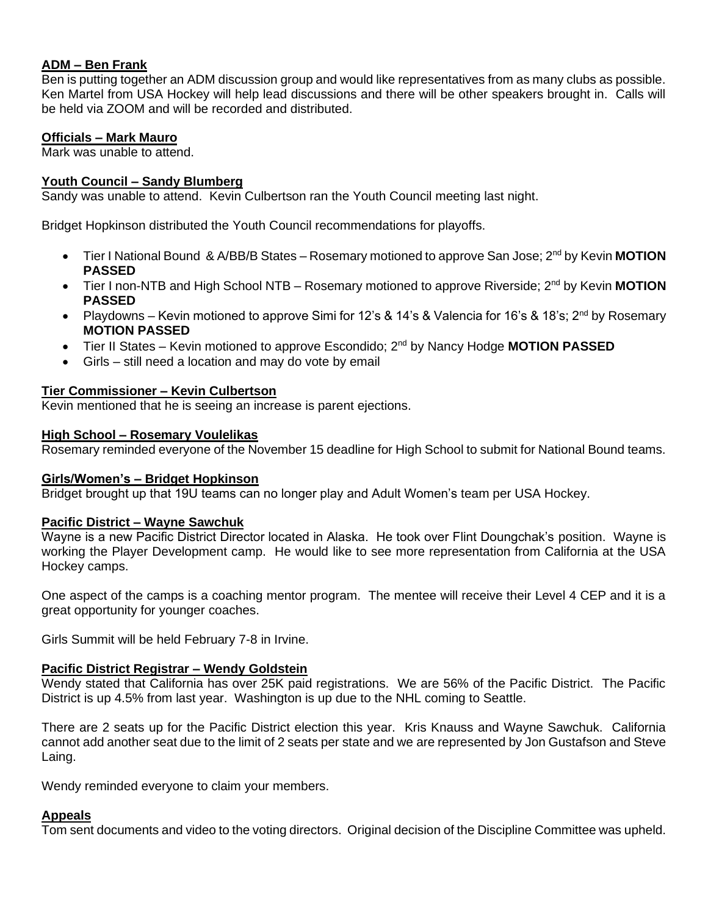**ADM – Ben Frank**

Ben is putting together an ADM discussion group and would like representatives from as many clubs as possible. Ken Martel from USA Hockey will help lead discussions and there will be other speakers brought in. Calls will be held via ZOOM and will be recorded and distributed.

**Officials – Mark Mauro**

Mark was unable to attend.

**Youth Council – Sandy Blumberg**

Sandy was unable to attend. Kevin Culbertson ran the Youth Council meeting last night.

Bridget Hopkinson distributed the Youth Council recommendations for playoffs.

- Tier I National Bound & A/BB/B States – Rosemary motioned to approve San Jose; 2nd by Kevin **MOTION PASSED**
- Tier I non-NTB and High School NTB – Rosemary motioned to approve Riverside; 2nd by Kevin **MOTION PASSED**
- Playdowns – Kevin motioned to approve Simi for 12's & 14's & Valencia for 16's & 18's; 2nd by Rosemary **MOTION PASSED**
- Tier II States – Kevin motioned to approve Escondido; 2nd by Nancy Hodge **MOTION PASSED**
- Girls – still need a location and may do vote by email

**Tier Commissioner – Kevin Culbertson**

Kevin mentioned that he is seeing an increase is parent ejections.

**High School – Rosemary Voulelikas**

Rosemary reminded everyone of the November 15 deadline for High School to submit for National Bound teams.

**Girls/Women's – Bridget Hopkinson**

Bridget brought up that 19U teams can no longer play and Adult Women's team per USA Hockey.

**Pacific District – Wayne Sawchuk**

Wayne is a new Pacific District Director located in Alaska. He took over Flint Doungchak's position. Wayne is working the Player Development camp. He would like to see more representation from California at the USA Hockey camps.

One aspect of the camps is a coaching mentor program. The mentee will receive their Level 4 CEP and it is a great opportunity for younger coaches.

Girls Summit will be held February 7-8 in Irvine.

**Pacific District Registrar – Wendy Goldstein**

Wendy stated that California has over 25K paid registrations. We are 56% of the Pacific District. The Pacific District is up 4.5% from last year. Washington is up due to the NHL coming to Seattle.

There are 2 seats up for the Pacific District election this year. Kris Knauss and Wayne Sawchuk. California cannot add another seat due to the limit of 2 seats per state and we are represented by Jon Gustafson and Steve Laing.

Wendy reminded everyone to claim your members.

**Appeals**

Tom sent documents and video to the voting directors. Original decision of the Discipline Committee was upheld.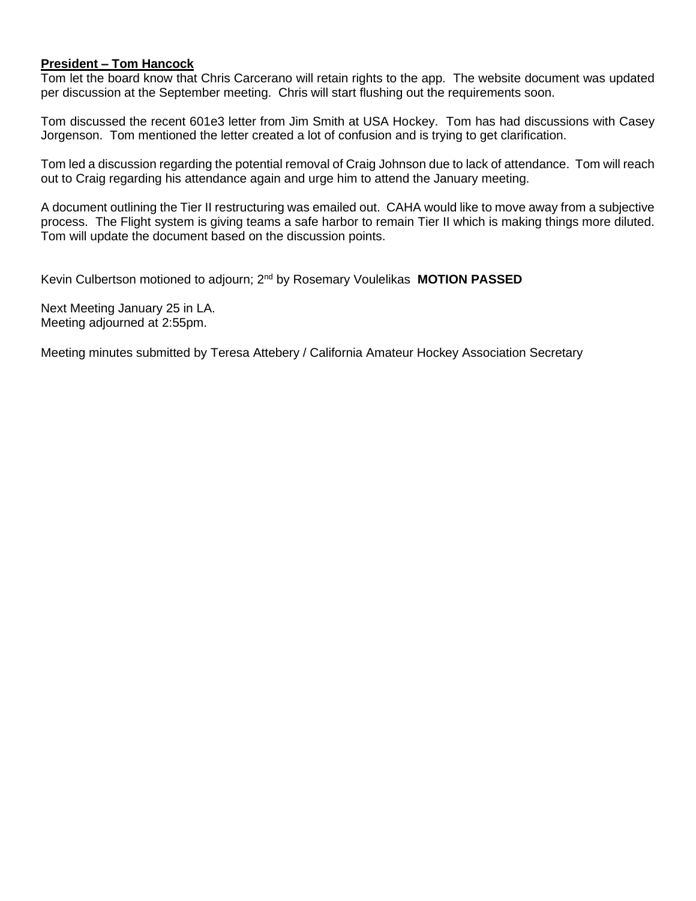**<u>President – Tom Hancock</u>**

Tom let the board know that Chris Carcerano will retain rights to the app. The website document was updated per discussion at the September meeting. Chris will start flushing out the requirements soon.

Tom discussed the recent 601e3 letter from Jim Smith at USA Hockey. Tom has had discussions with Casey Jorgenson. Tom mentioned the letter created a lot of confusion and is trying to get clarification.

Tom led a discussion regarding the potential removal of Craig Johnson due to lack of attendance. Tom will reach out to Craig regarding his attendance again and urge him to attend the January meeting.

A document outlining the Tier II restructuring was emailed out. CAHA would like to move away from a subjective process. The Flight system is giving teams a safe harbor to remain Tier II which is making things more diluted. Tom will update the document based on the discussion points.

Kevin Culbertson motioned to adjourn; 2nd by Rosemary Voulelikas **MOTION PASSED**

Next Meeting January 25 in LA.
Meeting adjourned at 2:55pm.

Meeting minutes submitted by Teresa Attebery / California Amateur Hockey Association Secretary